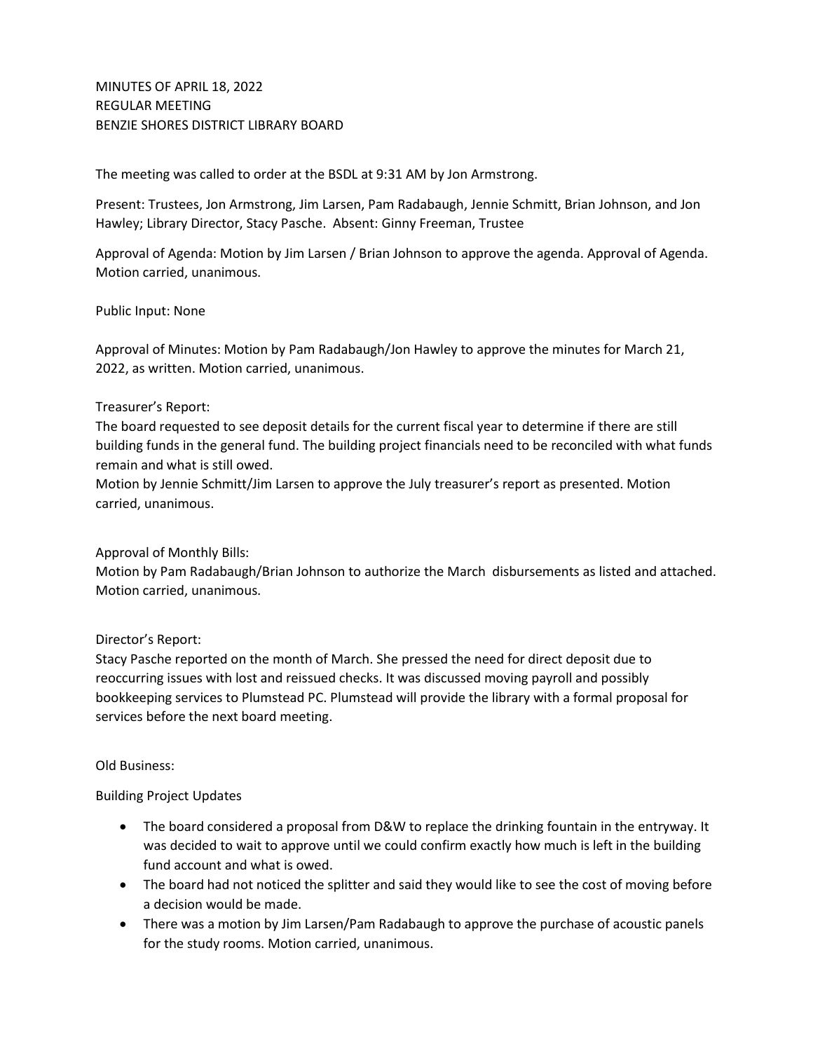MINUTES OF APRIL 18, 2022
REGULAR MEETING
BENZIE SHORES DISTRICT LIBRARY BOARD

The meeting was called to order at the BSDL at 9:31 AM by Jon Armstrong.

Present: Trustees, Jon Armstrong, Jim Larsen, Pam Radabaugh, Jennie Schmitt, Brian Johnson, and Jon Hawley; Library Director, Stacy Pasche. Absent: Ginny Freeman, Trustee

Approval of Agenda: Motion by Jim Larsen / Brian Johnson to approve the agenda. Approval of Agenda. Motion carried, unanimous.

Public Input: None

Approval of Minutes: Motion by Pam Radabaugh/Jon Hawley to approve the minutes for March 21, 2022, as written. Motion carried, unanimous.

Treasurer's Report:
The board requested to see deposit details for the current fiscal year to determine if there are still building funds in the general fund. The building project financials need to be reconciled with what funds remain and what is still owed.
Motion by Jennie Schmitt/Jim Larsen to approve the July treasurer's report as presented. Motion carried, unanimous.

Approval of Monthly Bills:
Motion by Pam Radabaugh/Brian Johnson to authorize the March disbursements as listed and attached. Motion carried, unanimous.

Director's Report:
Stacy Pasche reported on the month of March. She pressed the need for direct deposit due to reoccurring issues with lost and reissued checks. It was discussed moving payroll and possibly bookkeeping services to Plumstead PC. Plumstead will provide the library with a formal proposal for services before the next board meeting.

Old Business:

Building Project Updates

- The board considered a proposal from D&W to replace the drinking fountain in the entryway. It was decided to wait to approve until we could confirm exactly how much is left in the building fund account and what is owed.
- The board had not noticed the splitter and said they would like to see the cost of moving before a decision would be made.
- There was a motion by Jim Larsen/Pam Radabaugh to approve the purchase of acoustic panels for the study rooms. Motion carried, unanimous.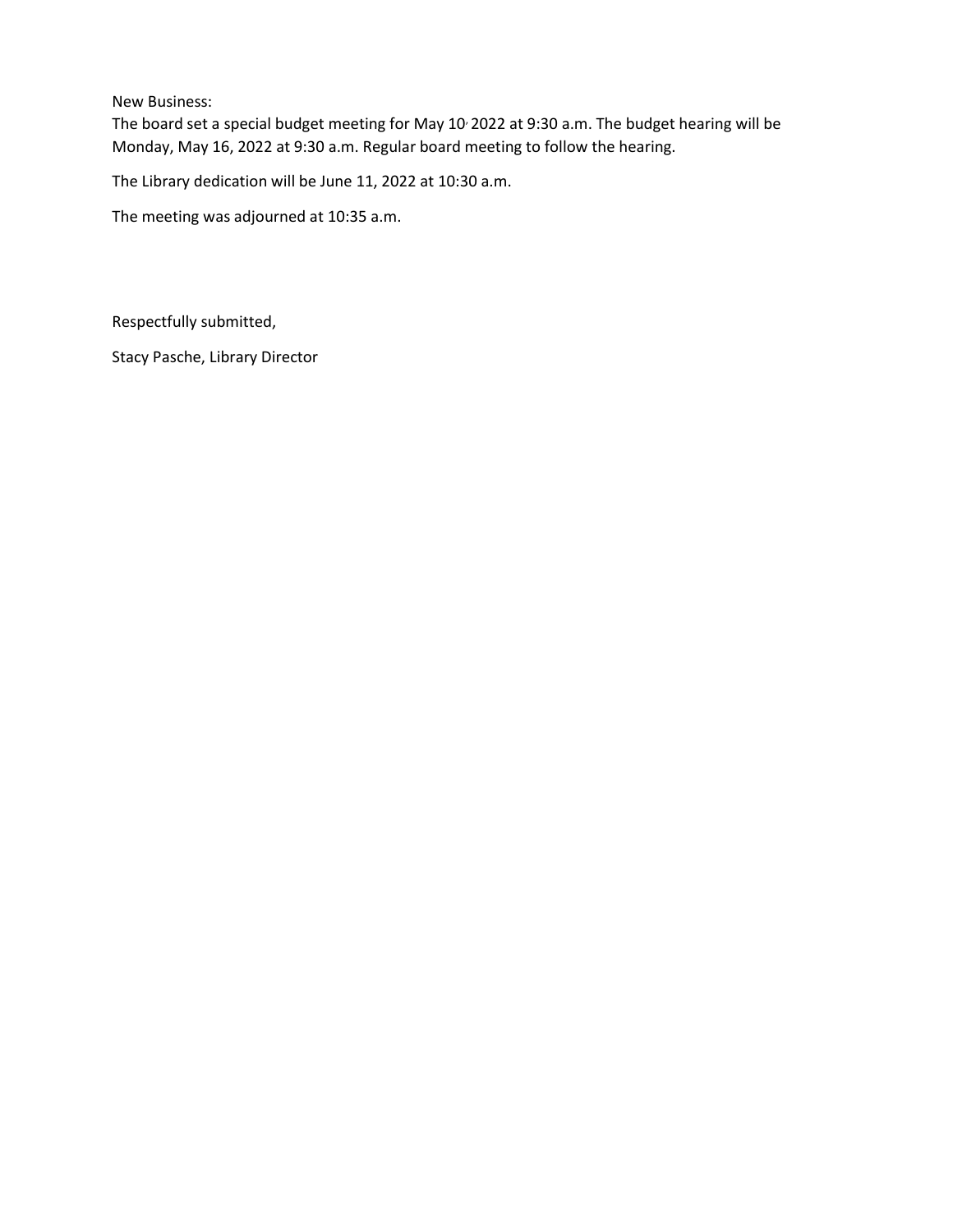New Business:

The board set a special budget meeting for May 10, 2022 at 9:30 a.m. The budget hearing will be Monday, May 16, 2022 at 9:30 a.m. Regular board meeting to follow the hearing.

The Library dedication will be June 11, 2022 at 10:30 a.m.

The meeting was adjourned at 10:35 a.m.

Respectfully submitted,

Stacy Pasche, Library Director